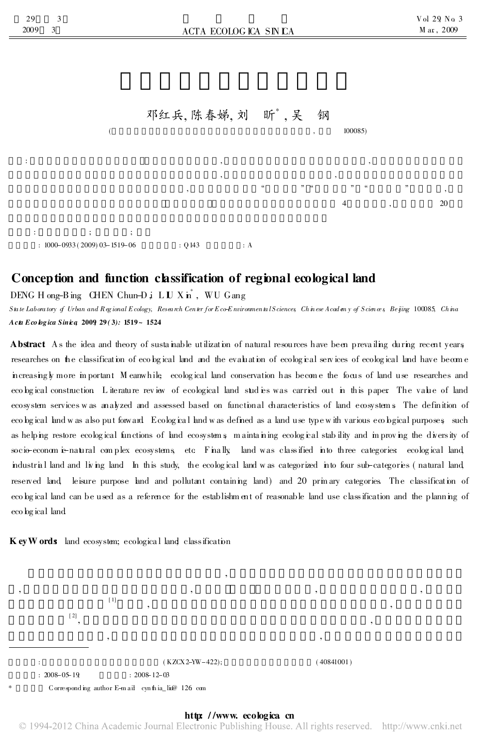邓红兵, 陈春娣, 刘 昕*, 吴 钢

(100085)

: 1000-0933(2009)03-1519-06 : Q143 : A

## Conception and function classification of regional ecological land

DENG Hong-Bing, CHEN Chun-Di, LIU Xin*, WU Gang

*State Laboratory of Urban and Regional Ecology, Research Center for Eco-Environmental Sciences, Chinese Academy of Sciences, Beijing 100085, China*

***Acta Ecologica Sinica*, 2009, 29(3): 1519～1524**

**Abstract**: As the idea and theory of sustainable utilization of natural resources have been prevailing during recent years, researches on the classification of ecological land and the evaluation of ecological services of ecological land have become increasingly more important. Meanwhile, ecological land conservation has become the focus of land use researches and ecological construction. Literature review of ecological land studies was carried out in this paper. The value of land ecosystem services was analyzed and assessed based on functional characteristics of land ecosystems. The definition of ecological land was also put forward. Ecological land was defined as a land use type with various ecological purposes, such as helping restore ecological functions of land ecosystems, maintaining ecological stability and improving the diversity of socio-economic-natural complex ecosystems, etc. Finally, land was classified into three categories: ecological land, industrial land and living land. In this study, the ecological land was categorized into four sub-categories (natural land, reserved land, leisure purpose land and pollutant containing land) and 20 primary categories. The classification of ecological land can be used as a reference for the establishment of reasonable land use classification and the planning of ecological land.

**Key Words**: land ecosystem; ecological land; classification

: (KZCX2-YW-422); (40841001)

: 2008-05-19; : 2008-12-03

\* Corresponding author E-mail: cynthia_liu@126.com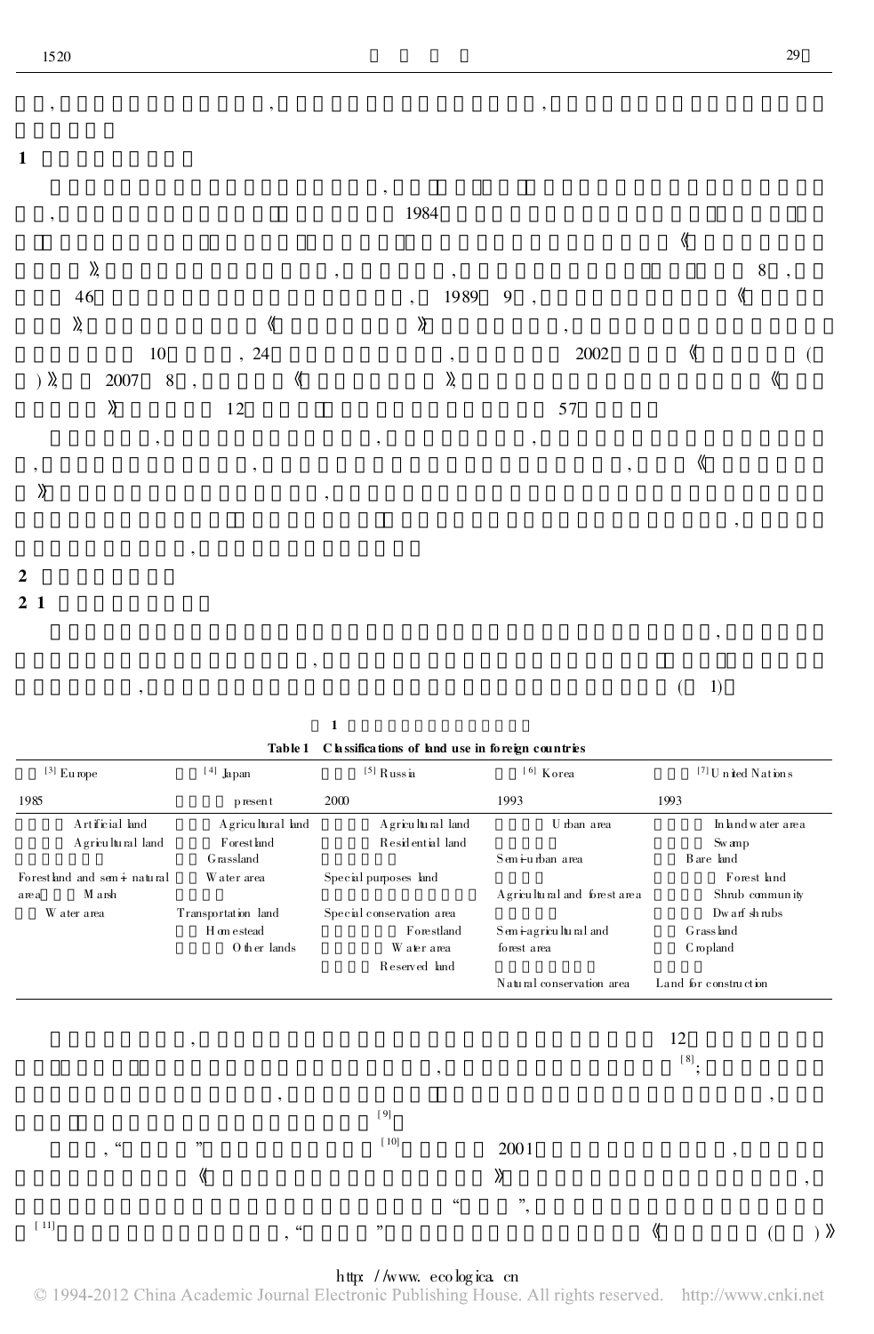，，，

## 1

，

，1984

《

》，，，8，

46，1989 9，《

》，《》，

10，24，2002《(

)》，2007 8，《》，《

》12 57

，，，

，，，《

》，

，

，

## 2

### 2 1

，

，

，(1)

**1**

**Table 1 Classifications of land use in foreign countries**

| [3] Europe | [4] Japan | [5] Russia | [6] Korea | [7] United Nations |
|---|---|---|---|---|
| 1985 | present | 2000 | 1993 | 1993 |
| Artificial land | Agricultural land | Agricultural land | Urban area | Inland water area |
| Agricultural land | Forestland | Residential land | Semi-urban area | Swamp |
| Forestland and semi-natural area | Grassland | Special purposes land | Agricultural and forest area | Bare land |
| Marsh | Water area | Special conservation area | Semi-agricultural and forest area | Forest land |
| Water area | Transportation land | Forestland | Natural conservation area | Shrub community |
| | Homestead | Water area | | Dwarf shrubs |
| | Other lands | Reserved land | | Grassland |
| | | | | Cropland |
| | | | | Land for construction |

，12

[8]；

，，

[9]

，“”[10] 2001，

《》，

“”，

[11]，“”《()》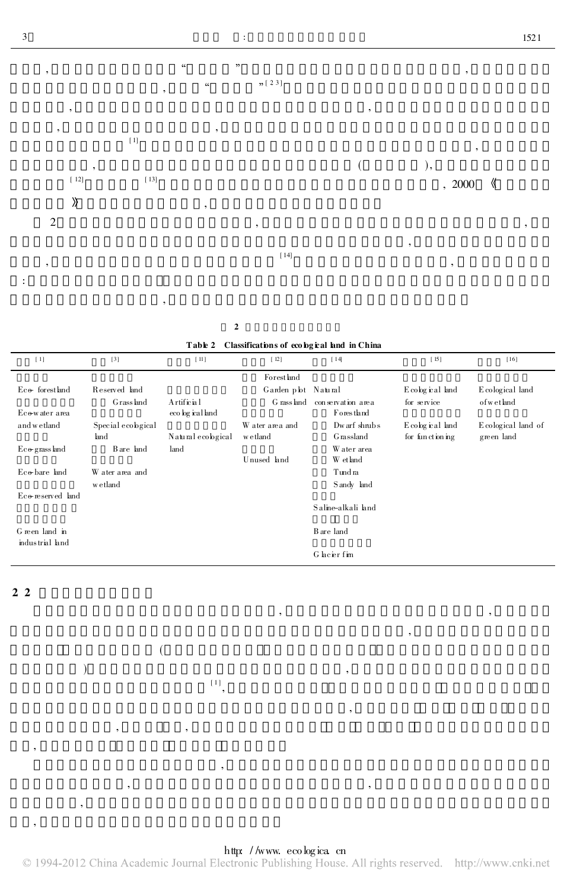Table 2 Classifications of ecological land in China

| [1] | [3] | [11] | [12] | [14] | [15] | [16] |
|---|---|---|---|---|---|---|
| Eco-forest land | Reserved land | Artificial ecological land | Forestland | Natural conservation area | Ecological land for service | Ecological land of wetland |
| Eco-water area and wetland | Grassland | Natural ecological land | Garden plot | Forestland | Ecological land for functioning | Ecological land of green land |
| Eco-grassland | Special ecological land | | Grassland | Dwarf shrubs | | |
| Eco-bare land | Bare land | | Water area and wetland | Grassland | | |
| Eco-reserved land | Water area and wetland | | Unused land | Water area | | |
| Green land in industrial land | | | | Wetland | | |
| | | | | Tundra | | |
| | | | | Sandy land | | |
| | | | | Saline-alkali land | | |
| | | | | Bare land | | |
| | | | | Glacier firn | | |

## 2.2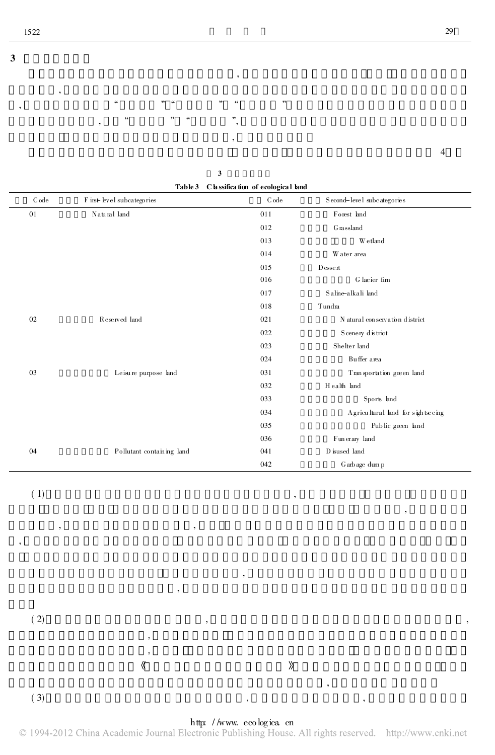## 3

Table 3 Classification of ecological land

| Code | First-level subcategories | Code | Second-level subcategories |
|---|---|---|---|
| 01 | Natural land | 011 | Forest land |
| | | 012 | Grassland |
| | | 013 | Wetland |
| | | 014 | Water area |
| | | 015 | Dessert |
| | | 016 | Glacier firn |
| | | 017 | Saline-alkali land |
| | | 018 | Tundra |
| 02 | Reserved land | 021 | Natural conservation district |
| | | 022 | Scenery district |
| | | 023 | Shelter land |
| | | 024 | Buffer area |
| 03 | Leisure purpose land | 031 | Transportation green land |
| | | 032 | Health land |
| | | 033 | Sports land |
| | | 034 | Agricultural land for sightseeing |
| | | 035 | Public green land |
| | | 036 | Funerary land |
| 04 | Pollutant containing land | 041 | Disused land |
| | | 042 | Garbage dump |

(1)

(2)

(3)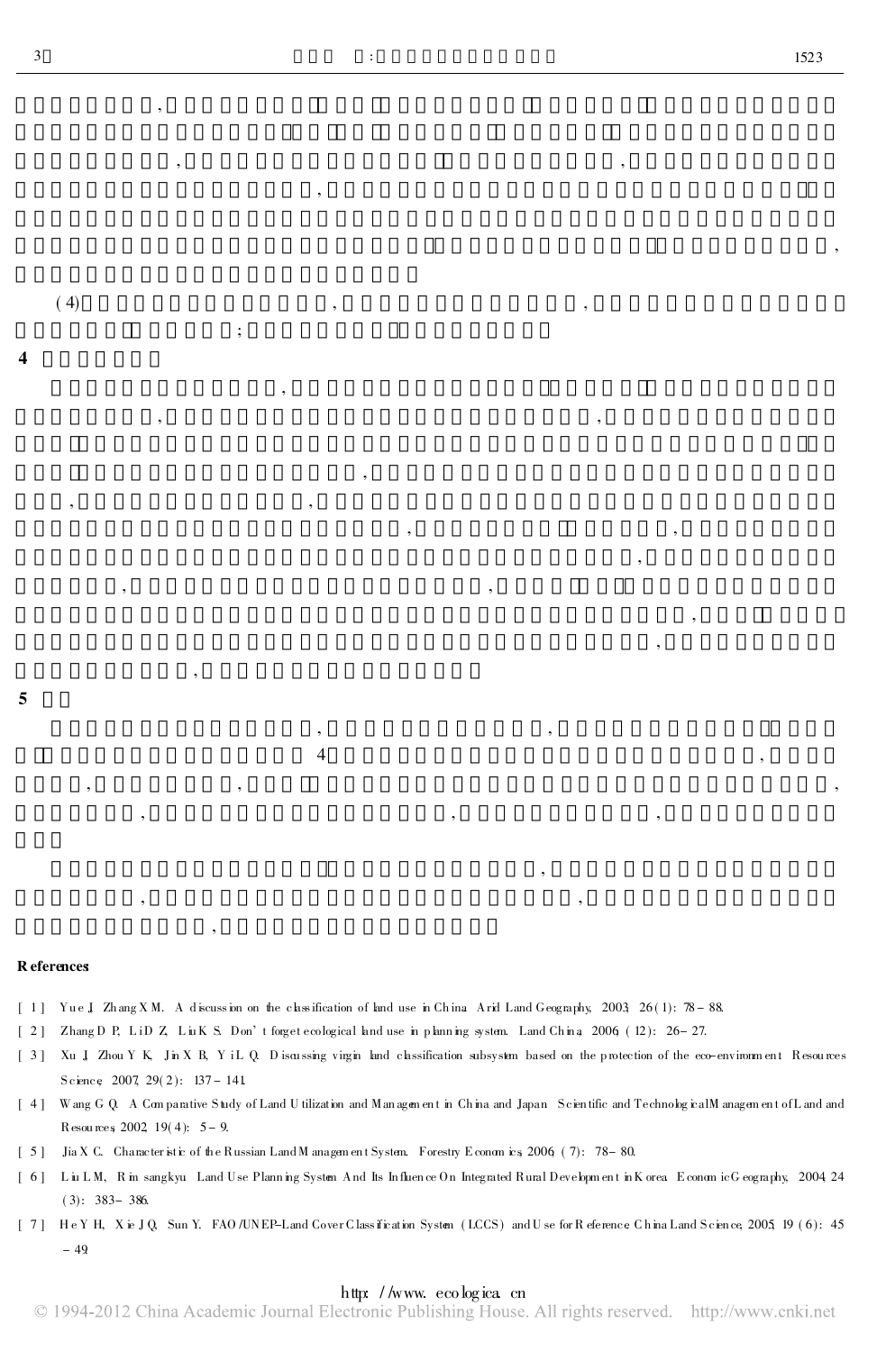## 4

## 5

**References**

[1] Yue J, Zhang X M. A discussion on the classification of land use in China. Arid Land Geography, 2003, 26(1): 78–88.

[2] Zhang D P, Li D Z, Liu K S. Don't forget ecological land use in planning system. Land China, 2006, (12): 26–27.

[3] Xu J, Zhou Y K, Jin X B, Yi L Q. Discussing virgin land classification subsystem based on the protection of the eco-environment. Resources Science, 2007, 29(2): 137–141.

[4] Wang G Q. A Comparative Study of Land Utilization and Management in China and Japan. Scientific and Technological Management of Land and Resources, 2002, 19(4): 5–9.

[5] Jia X C. Characteristic of the Russian Land Management System. Forestry Economics, 2006, (7): 78–80.

[6] Liu L M, Rim sangkyu. Land Use Planning System And Its Influence On Integrated Rural Development in Korea. Economic Geography, 2004, 24(3): 383–386.

[7] He Y H, Xie J Q, Sun Y. FAO/UNEP-Land Cover Classification System (LCCS) and Use for Reference China Land Science, 2005, 19(6): 45–49.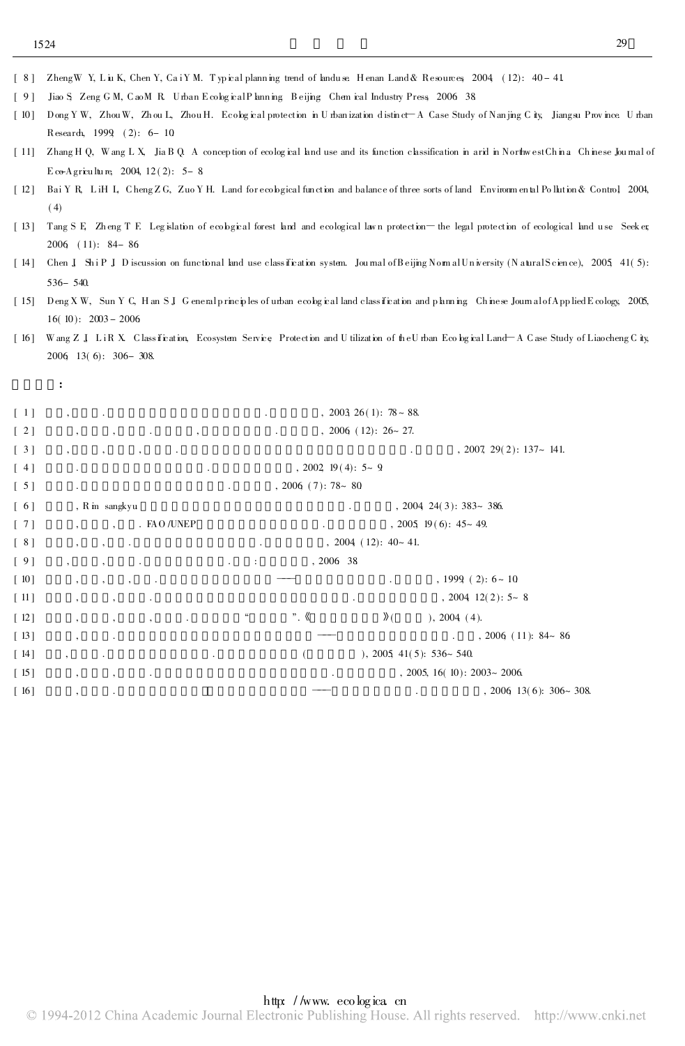[ 8 ] Zheng W Y, Liu K, Chen Y, Cai Y M. Typical planning trend of landuse. Henan Land & Resources, 2004, (12): 40 – 41.

[ 9 ] Jiao S, Zeng G M, Cao M R. Urban Ecological Planning. Beijing: Chemical Industry Press, 2006. 38.

[ 10 ] Dong Y W, Zhou W, Zhou L, Zhou H. Ecological protection in Urbanization distinct— A Case Study of Nanjing City, Jiangsu Province. Urban Research, 1999, (2): 6 – 10.

[ 11 ] Zhang H Q, Wang L X, Jia B Q. A conception of ecological land use and its function classification in arid in Northwest China. Chinese Journal of Eco-Agriculture, 2004, 12 (2): 5 – 8.

[ 12 ] Bai Y R, Li H I, Cheng Z G, Zuo Y H. Land for ecological function and balance of three sorts of land. Environmental Pollution & Control, 2004, (4).

[ 13 ] Tang S E, Zheng T F. Legislation of ecological forest land and ecological lawn protection— the legal protection of ecological land use. Seeker, 2006, (11): 84 – 86.

[ 14 ] Chen J, Shi P J. Discussion on functional land use classification system. Journal of Beijing Normal University (Natural Science), 2005, 41 (5): 536 – 540.

[ 15 ] Deng X W, Sun Y C, Han S J. General principles of urban ecological land classification and planning. Chinese Journal of Applied Ecology, 2005, 16 (10): 2003 – 2006.

[ 16 ] Wang Z J, Li R X. Classification, Ecosystem Service, Protection and Utilization of the Urban Ecological Land— A Case Study of Liaocheng City, 2006, 13 (6): 306 – 308.

**参考文献：**

[ 1 ] ，. . ，2003, 26 (1): 78 ~ 88.

[ 2 ] ，，. ，. ，2006, (12): 26 ~ 27.

[ 3 ] ，，，. . ，2007, 29 (2): 137 ~ 141.

[ 4 ] . . ，2002, 19 (4): 5 ~ 9.

[ 5 ] . . ，2006, (7): 78 ~ 80.

[ 6 ] ，Rim sangkyu . ，2004, 24 (3): 383 ~ 386.

[ 7 ] ，，. FAO /UNEP . ，2005, 19 (6): 45 ~ 49.

[ 8 ] ，，. . ，2004, (12): 40 ~ 41.

[ 9 ] ，，. . ：，2006. 38.

[ 10 ] ，，，. —— . ，1999, (2): 6 ~ 10.

[ 11 ] ，，. . ，2004, 12 (2): 5 ~ 8.

[ 12 ] ，，，. “ ”. 《 》( )，2004, (4).

[ 13 ] ，. —— . ，2006, (11): 84 ~ 86.

[ 14 ] ，. . ( )，2005, 41 (5): 536 ~ 540.

[ 15 ] ，，. . ，2005, 16 (10): 2003 ~ 2006.

[ 16 ] ，. —— . ，2006, 13 (6): 306 ~ 308.